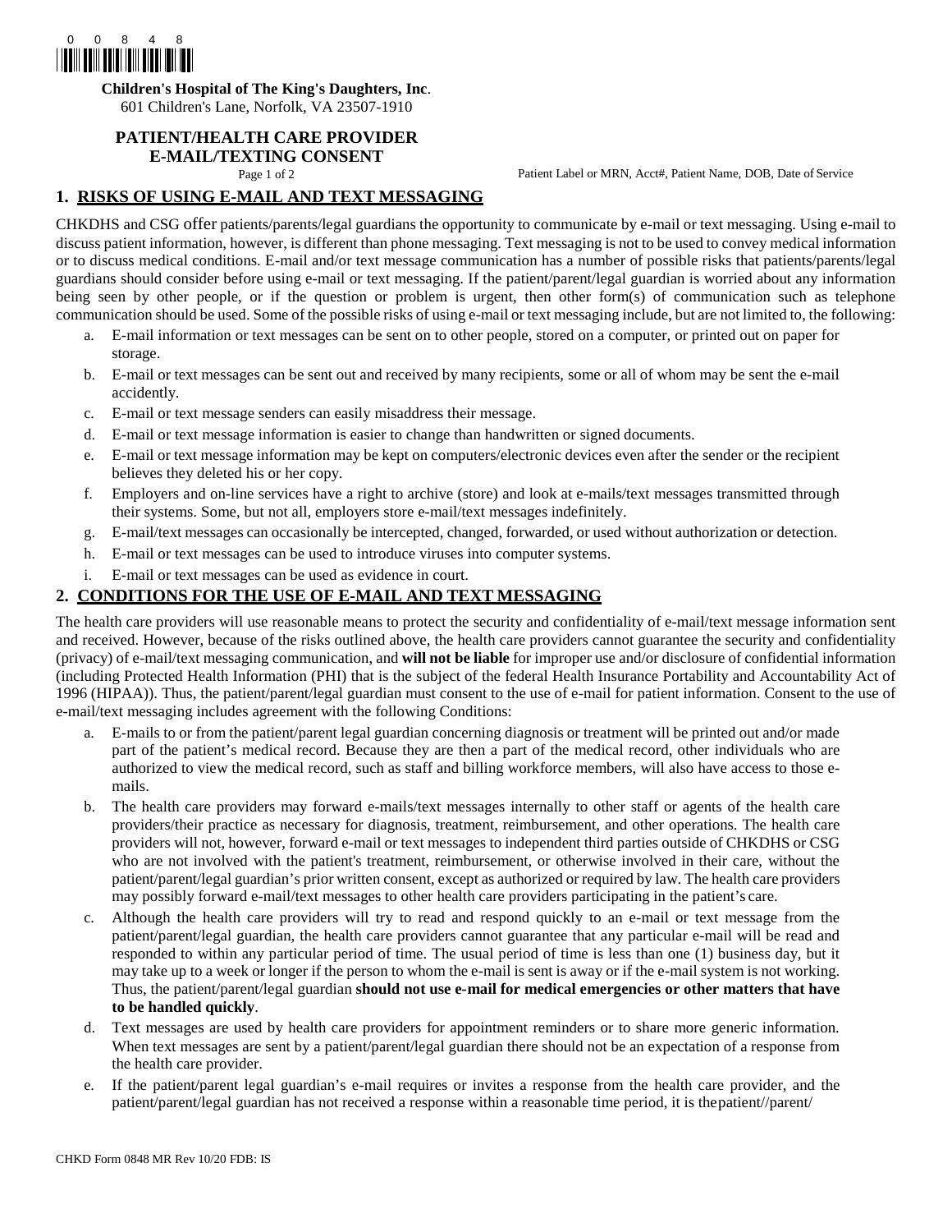**Children's Hospital of The King's Daughters, Inc**.
601 Children's Lane, Norfolk, VA 23507-1910

# PATIENT/HEALTH CARE PROVIDER E-MAIL/TEXTING CONSENT

Patient Label or MRN, Acct#, Patient Name, DOB, Date of Service

## 1. RISKS OF USING E-MAIL AND TEXT MESSAGING

CHKDHS and CSG offer patients/parents/legal guardians the opportunity to communicate by e-mail or text messaging. Using e-mail to discuss patient information, however, is different than phone messaging. Text messaging is not to be used to convey medical information or to discuss medical conditions. E-mail and/or text message communication has a number of possible risks that patients/parents/legal guardians should consider before using e-mail or text messaging. If the patient/parent/legal guardian is worried about any information being seen by other people, or if the question or problem is urgent, then other form(s) of communication such as telephone communication should be used. Some of the possible risks of using e-mail or text messaging include, but are not limited to, the following:

a. E-mail information or text messages can be sent on to other people, stored on a computer, or printed out on paper for storage.
b. E-mail or text messages can be sent out and received by many recipients, some or all of whom may be sent the e-mail accidently.
c. E-mail or text message senders can easily misaddress their message.
d. E-mail or text message information is easier to change than handwritten or signed documents.
e. E-mail or text message information may be kept on computers/electronic devices even after the sender or the recipient believes they deleted his or her copy.
f. Employers and on-line services have a right to archive (store) and look at e-mails/text messages transmitted through their systems. Some, but not all, employers store e-mail/text messages indefinitely.
g. E-mail/text messages can occasionally be intercepted, changed, forwarded, or used without authorization or detection.
h. E-mail or text messages can be used to introduce viruses into computer systems.
i. E-mail or text messages can be used as evidence in court.

## 2. CONDITIONS FOR THE USE OF E-MAIL AND TEXT MESSAGING

The health care providers will use reasonable means to protect the security and confidentiality of e-mail/text message information sent and received. However, because of the risks outlined above, the health care providers cannot guarantee the security and confidentiality (privacy) of e-mail/text messaging communication, and **will not be liable** for improper use and/or disclosure of confidential information (including Protected Health Information (PHI) that is the subject of the federal Health Insurance Portability and Accountability Act of 1996 (HIPAA)). Thus, the patient/parent/legal guardian must consent to the use of e-mail for patient information. Consent to the use of e-mail/text messaging includes agreement with the following Conditions:

a. E-mails to or from the patient/parent legal guardian concerning diagnosis or treatment will be printed out and/or made part of the patient's medical record. Because they are then a part of the medical record, other individuals who are authorized to view the medical record, such as staff and billing workforce members, will also have access to those e-mails.
b. The health care providers may forward e-mails/text messages internally to other staff or agents of the health care providers/their practice as necessary for diagnosis, treatment, reimbursement, and other operations. The health care providers will not, however, forward e-mail or text messages to independent third parties outside of CHKDHS or CSG who are not involved with the patient's treatment, reimbursement, or otherwise involved in their care, without the patient/parent/legal guardian's prior written consent, except as authorized or required by law. The health care providers may possibly forward e-mail/text messages to other health care providers participating in the patient's care.
c. Although the health care providers will try to read and respond quickly to an e-mail or text message from the patient/parent/legal guardian, the health care providers cannot guarantee that any particular e-mail will be read and responded to within any particular period of time. The usual period of time is less than one (1) business day, but it may take up to a week or longer if the person to whom the e-mail is sent is away or if the e-mail system is not working. Thus, the patient/parent/legal guardian **should not use e-mail for medical emergencies or other matters that have to be handled quickly**.
d. Text messages are used by health care providers for appointment reminders or to share more generic information. When text messages are sent by a patient/parent/legal guardian there should not be an expectation of a response from the health care provider.
e. If the patient/parent legal guardian's e-mail requires or invites a response from the health care provider, and the patient/parent/legal guardian has not received a response within a reasonable time period, it is thepatient//parent/

CHKD Form 0848 MR Rev 10/20 FDB: IS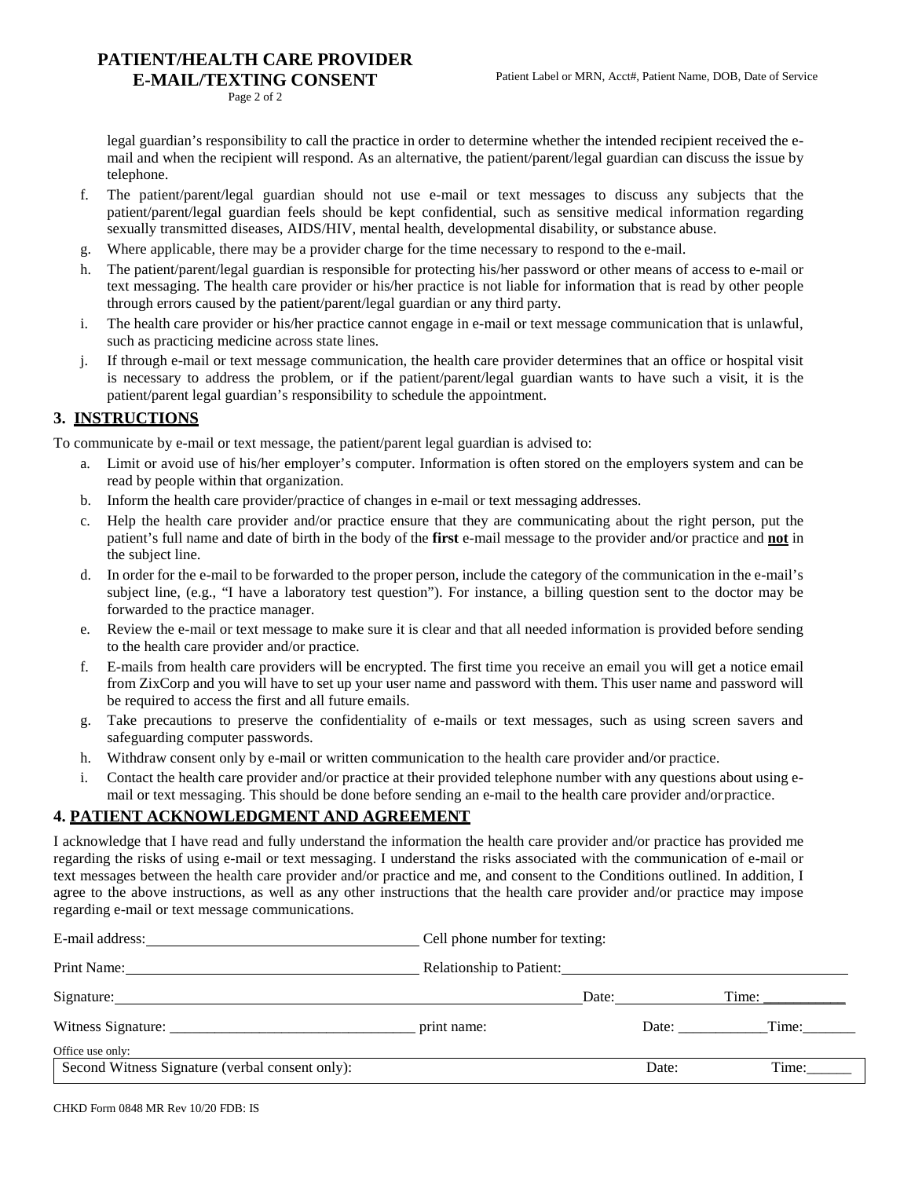legal guardian's responsibility to call the practice in order to determine whether the intended recipient received the e-mail and when the recipient will respond. As an alternative, the patient/parent/legal guardian can discuss the issue by telephone.

f. The patient/parent/legal guardian should not use e-mail or text messages to discuss any subjects that the patient/parent/legal guardian feels should be kept confidential, such as sensitive medical information regarding sexually transmitted diseases, AIDS/HIV, mental health, developmental disability, or substance abuse.
g. Where applicable, there may be a provider charge for the time necessary to respond to the e-mail.
h. The patient/parent/legal guardian is responsible for protecting his/her password or other means of access to e-mail or text messaging. The health care provider or his/her practice is not liable for information that is read by other people through errors caused by the patient/parent/legal guardian or any third party.
i. The health care provider or his/her practice cannot engage in e-mail or text message communication that is unlawful, such as practicing medicine across state lines.
j. If through e-mail or text message communication, the health care provider determines that an office or hospital visit is necessary to address the problem, or if the patient/parent/legal guardian wants to have such a visit, it is the patient/parent legal guardian's responsibility to schedule the appointment.

## 3. INSTRUCTIONS

To communicate by e-mail or text message, the patient/parent legal guardian is advised to:

a. Limit or avoid use of his/her employer's computer. Information is often stored on the employers system and can be read by people within that organization.
b. Inform the health care provider/practice of changes in e-mail or text messaging addresses.
c. Help the health care provider and/or practice ensure that they are communicating about the right person, put the patient's full name and date of birth in the body of the **first** e-mail message to the provider and/or practice and **not** in the subject line.
d. In order for the e-mail to be forwarded to the proper person, include the category of the communication in the e-mail's subject line, (e.g., "I have a laboratory test question"). For instance, a billing question sent to the doctor may be forwarded to the practice manager.
e. Review the e-mail or text message to make sure it is clear and that all needed information is provided before sending to the health care provider and/or practice.
f. E-mails from health care providers will be encrypted. The first time you receive an email you will get a notice email from ZixCorp and you will have to set up your user name and password with them. This user name and password will be required to access the first and all future emails.
g. Take precautions to preserve the confidentiality of e-mails or text messages, such as using screen savers and safeguarding computer passwords.
h. Withdraw consent only by e-mail or written communication to the health care provider and/or practice.
i. Contact the health care provider and/or practice at their provided telephone number with any questions about using e-mail or text messaging. This should be done before sending an e-mail to the health care provider and/or practice.

## 4. PATIENT ACKNOWLEDGMENT AND AGREEMENT

I acknowledge that I have read and fully understand the information the health care provider and/or practice has provided me regarding the risks of using e-mail or text messaging. I understand the risks associated with the communication of e-mail or text messages between the health care provider and/or practice and me, and consent to the Conditions outlined. In addition, I agree to the above instructions, as well as any other instructions that the health care provider and/or practice may impose regarding e-mail or text message communications.

E-mail address: ______________________ Cell phone number for texting:

Print Name: ______________________ Relationship to Patient: ______________________

Signature: ______________________ Date: __________ Time: __________

Witness Signature: ______________________ print name: Date: __________ Time: __________

Office use only:

Second Witness Signature (verbal consent only): Date: Time: ______

CHKD Form 0848 MR Rev 10/20 FDB: IS